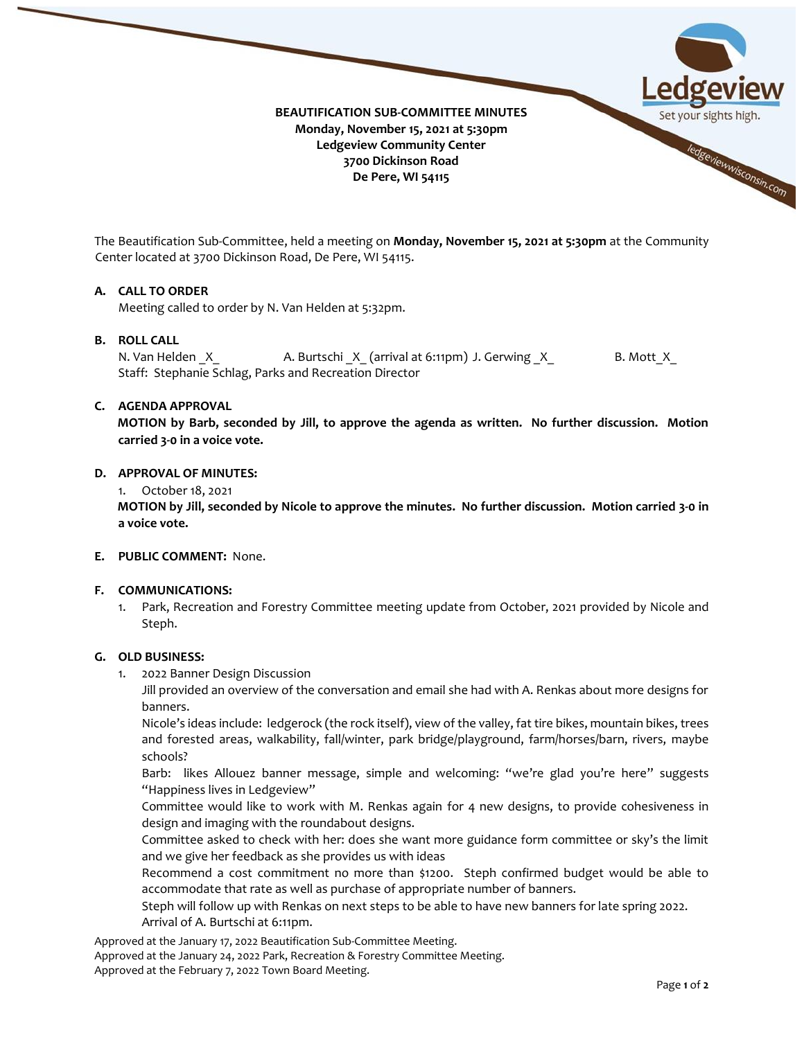**BEAUTIFICATION SUB-COMMITTEE MINUTES**
**Monday, November 15, 2021 at 5:30pm**
**Ledgeview Community Center**
**3700 Dickinson Road**
**De Pere, WI 54115**

The Beautification Sub-Committee, held a meeting on **Monday, November 15, 2021 at 5:30pm** at the Community Center located at 3700 Dickinson Road, De Pere, WI 54115.

**A. CALL TO ORDER**

Meeting called to order by N. Van Helden at 5:32pm.

**B. ROLL CALL**

N. Van Helden _X_ A. Burtschi _X_ (arrival at 6:11pm) J. Gerwing _X_ B. Mott_X_
Staff: Stephanie Schlag, Parks and Recreation Director

**C. AGENDA APPROVAL**

**MOTION by Barb, seconded by Jill, to approve the agenda as written. No further discussion. Motion carried 3-0 in a voice vote.**

**D. APPROVAL OF MINUTES:**

1. October 18, 2021

**MOTION by Jill, seconded by Nicole to approve the minutes. No further discussion. Motion carried 3-0 in a voice vote.**

**E. PUBLIC COMMENT:** None.

**F. COMMUNICATIONS:**

1. Park, Recreation and Forestry Committee meeting update from October, 2021 provided by Nicole and Steph.

**G. OLD BUSINESS:**

1. 2022 Banner Design Discussion

   Jill provided an overview of the conversation and email she had with A. Renkas about more designs for banners.

   Nicole's ideas include: ledgerock (the rock itself), view of the valley, fat tire bikes, mountain bikes, trees and forested areas, walkability, fall/winter, park bridge/playground, farm/horses/barn, rivers, maybe schools?

   Barb: likes Allouez banner message, simple and welcoming: "we're glad you're here" suggests "Happiness lives in Ledgeview"

   Committee would like to work with M. Renkas again for 4 new designs, to provide cohesiveness in design and imaging with the roundabout designs.

   Committee asked to check with her: does she want more guidance form committee or sky's the limit and we give her feedback as she provides us with ideas

   Recommend a cost commitment no more than $1200. Steph confirmed budget would be able to accommodate that rate as well as purchase of appropriate number of banners.

   Steph will follow up with Renkas on next steps to be able to have new banners for late spring 2022.

   Arrival of A. Burtschi at 6:11pm.

Approved at the January 17, 2022 Beautification Sub-Committee Meeting.
Approved at the January 24, 2022 Park, Recreation & Forestry Committee Meeting.
Approved at the February 7, 2022 Town Board Meeting.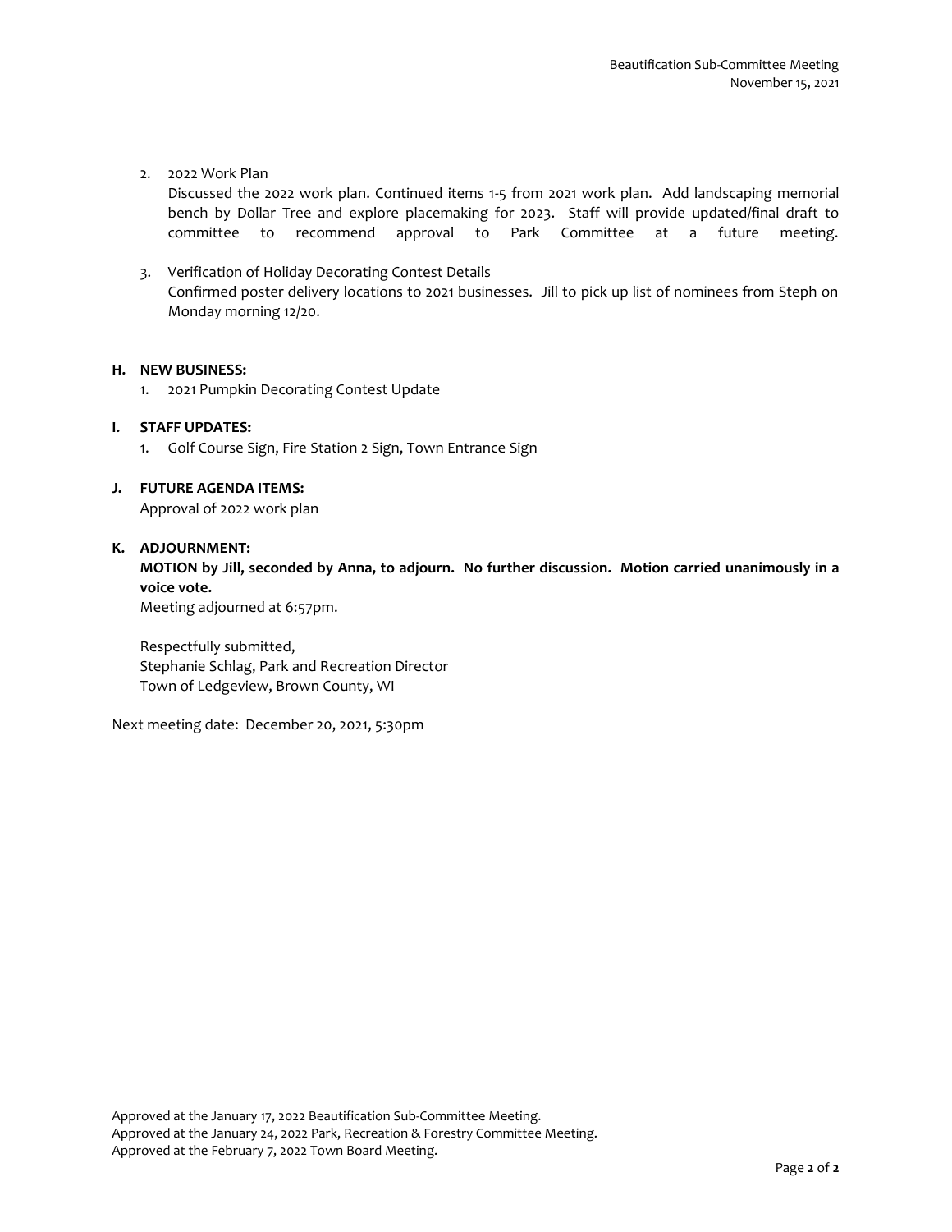2. 2022 Work Plan
   Discussed the 2022 work plan. Continued items 1-5 from 2021 work plan. Add landscaping memorial bench by Dollar Tree and explore placemaking for 2023. Staff will provide updated/final draft to committee to recommend approval to Park Committee at a future meeting.

3. Verification of Holiday Decorating Contest Details
   Confirmed poster delivery locations to 2021 businesses. Jill to pick up list of nominees from Steph on Monday morning 12/20.

**H. NEW BUSINESS:**

1. 2021 Pumpkin Decorating Contest Update

**I. STAFF UPDATES:**

1. Golf Course Sign, Fire Station 2 Sign, Town Entrance Sign

**J. FUTURE AGENDA ITEMS:**

Approval of 2022 work plan

**K. ADJOURNMENT:**

**MOTION by Jill, seconded by Anna, to adjourn. No further discussion. Motion carried unanimously in a voice vote.**

Meeting adjourned at 6:57pm.

Respectfully submitted,
Stephanie Schlag, Park and Recreation Director
Town of Ledgeview, Brown County, WI

Next meeting date: December 20, 2021, 5:30pm

Approved at the January 17, 2022 Beautification Sub-Committee Meeting.
Approved at the January 24, 2022 Park, Recreation & Forestry Committee Meeting.
Approved at the February 7, 2022 Town Board Meeting.